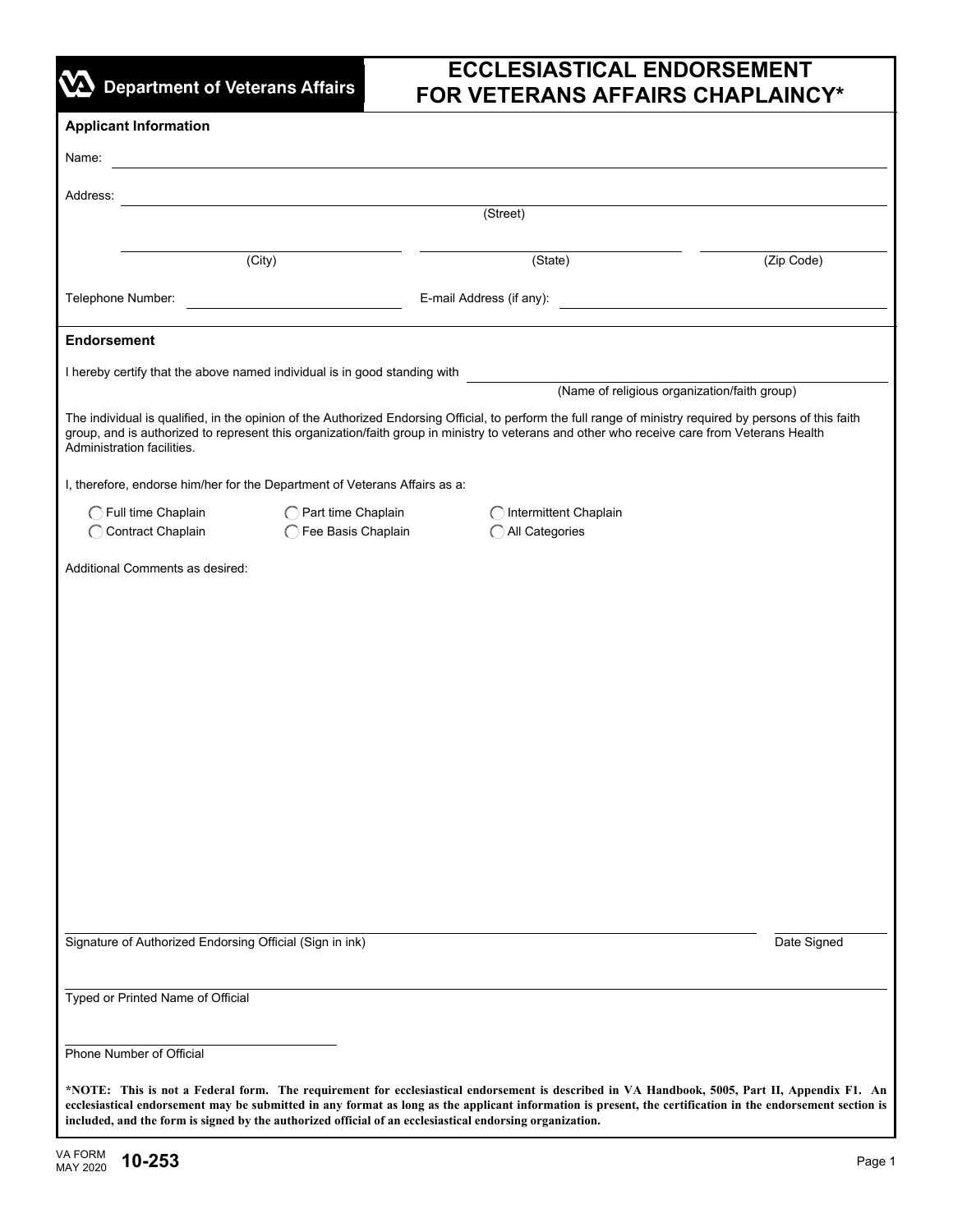Department of Veterans Affairs

# ECCLESIASTICAL ENDORSEMENT FOR VETERANS AFFAIRS CHAPLAINCY*

## Applicant Information

Name: ______________________________

Address: ______________________________
(Street)

______________ (City) ______________ (State) ______________ (Zip Code)

Telephone Number: ______________ E-mail Address (if any): ______________

## Endorsement

I hereby certify that the above named individual is in good standing with ______________________________
(Name of religious organization/faith group)

The individual is qualified, in the opinion of the Authorized Endorsing Official, to perform the full range of ministry required by persons of this faith group, and is authorized to represent this organization/faith group in ministry to veterans and other who receive care from Veterans Health Administration facilities.

I, therefore, endorse him/her for the Department of Veterans Affairs as a:

- ◯ Full time Chaplain
- ◯ Part time Chaplain
- ◯ Intermittent Chaplain
- ◯ Contract Chaplain
- ◯ Fee Basis Chaplain
- ◯ All Categories

Additional Comments as desired:

______________________________ ______________
Signature of Authorized Endorsing Official (Sign in ink) Date Signed

______________________________
Typed or Printed Name of Official

______________________________
Phone Number of Official

***NOTE: This is not a Federal form. The requirement for ecclesiastical endorsement is described in VA Handbook, 5005, Part II, Appendix F1. An ecclesiastical endorsement may be submitted in any format as long as the applicant information is present, the certification in the endorsement section is included, and the form is signed by the authorized official of an ecclesiastical endorsing organization.**

VA FORM MAY 2020 **10-253**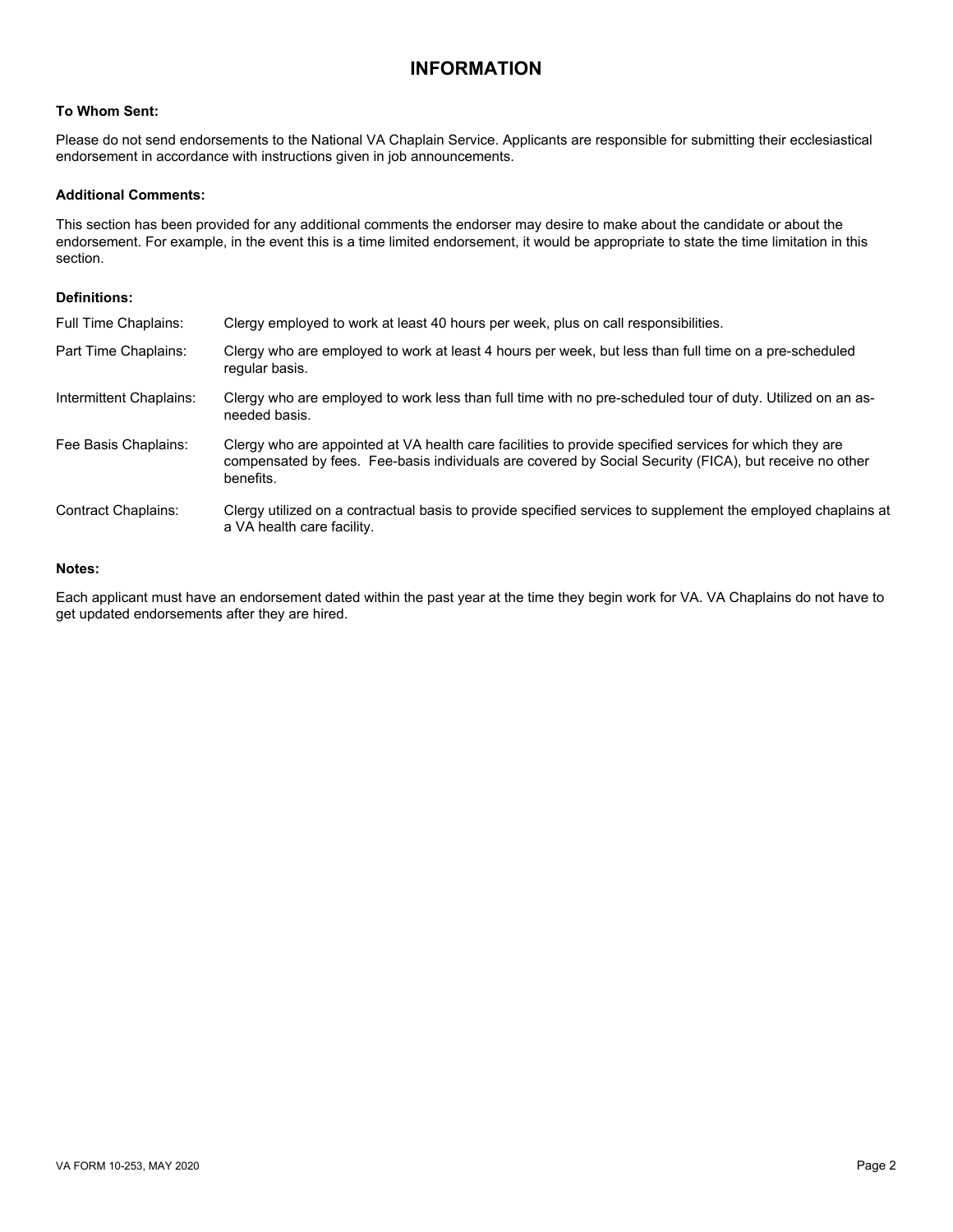# INFORMATION

**To Whom Sent:**

Please do not send endorsements to the National VA Chaplain Service. Applicants are responsible for submitting their ecclesiastical endorsement in accordance with instructions given in job announcements.

**Additional Comments:**

This section has been provided for any additional comments the endorser may desire to make about the candidate or about the endorsement. For example, in the event this is a time limited endorsement, it would be appropriate to state the time limitation in this section.

**Definitions:**

| | |
|---|---|
| Full Time Chaplains: | Clergy employed to work at least 40 hours per week, plus on call responsibilities. |
| Part Time Chaplains: | Clergy who are employed to work at least 4 hours per week, but less than full time on a pre-scheduled regular basis. |
| Intermittent Chaplains: | Clergy who are employed to work less than full time with no pre-scheduled tour of duty. Utilized on an as-needed basis. |
| Fee Basis Chaplains: | Clergy who are appointed at VA health care facilities to provide specified services for which they are compensated by fees. Fee-basis individuals are covered by Social Security (FICA), but receive no other benefits. |
| Contract Chaplains: | Clergy utilized on a contractual basis to provide specified services to supplement the employed chaplains at a VA health care facility. |

**Notes:**

Each applicant must have an endorsement dated within the past year at the time they begin work for VA. VA Chaplains do not have to get updated endorsements after they are hired.

VA FORM 10-253, MAY 2020